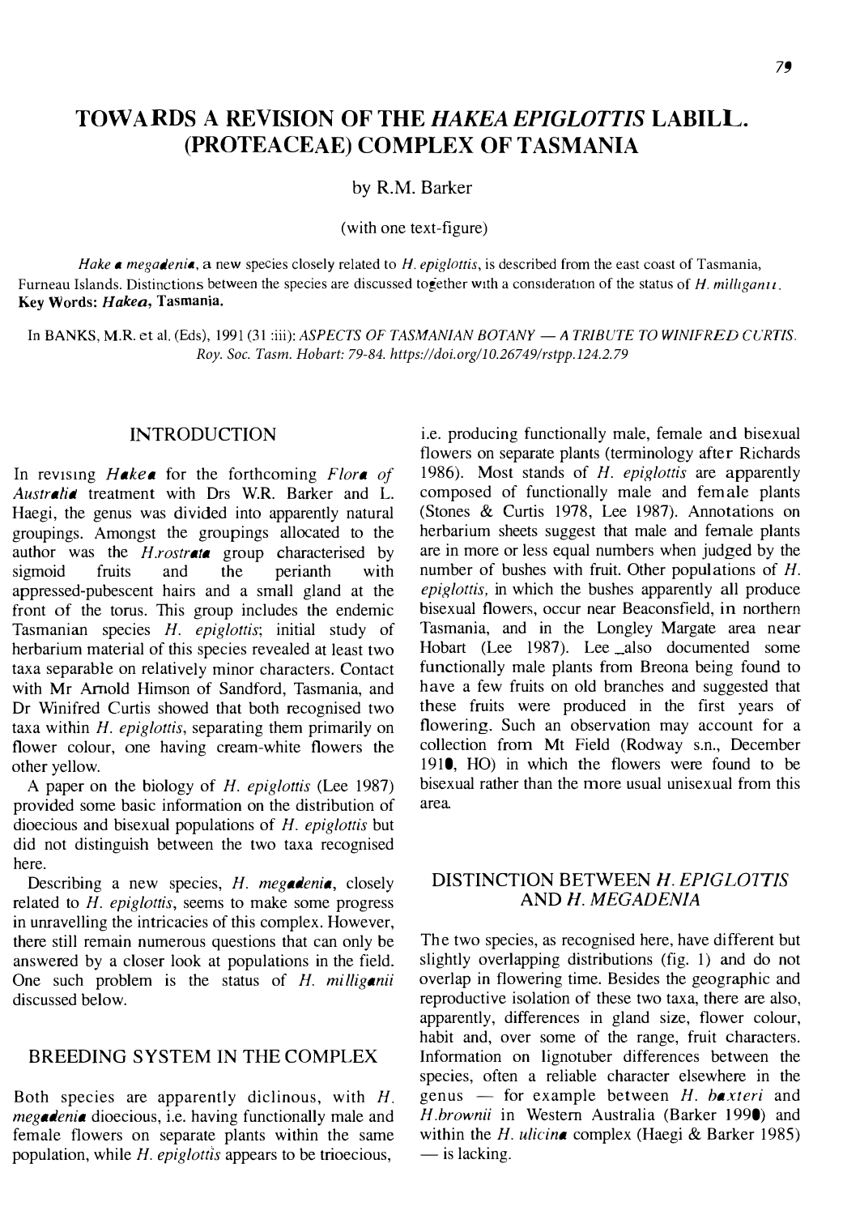# TOWARDS A REVISION OF THE *HAKEA EPIGLOTTIS* LABILL. (PROTEACEAE) COMPLEX OF TASMANIA

by R.M. Barker

(with one text-figure)

*Hakea megadenia*, a new species closely related to *H. epiglottis*, is described from the east coast of Tasmania, Furneau Islands. Distinctions between the species are discussed together with a consideration of the status of *H. milliganii*.
**Key Words:** ***Hakea***, **Tasmania.**

In BANKS, M.R. et al. (Eds), 1991 (31 :iii): *ASPECTS OF TASMANIAN BOTANY — A TRIBUTE TO WINIFRED CURTIS*. *Roy. Soc. Tasm. Hobart: 79-84. https://doi.org/10.26749/rstpp.124.2.79*

## INTRODUCTION

In revising *Hakea* for the forthcoming *Flora of Australia* treatment with Drs W.R. Barker and L. Haegi, the genus was divided into apparently natural groupings. Amongst the groupings allocated to the author was the *H.rostrata* group characterised by sigmoid fruits and the perianth with appressed-pubescent hairs and a small gland at the front of the torus. This group includes the endemic Tasmanian species *H. epiglottis*; initial study of herbarium material of this species revealed at least two taxa separable on relatively minor characters. Contact with Mr Arnold Himson of Sandford, Tasmania, and Dr Winifred Curtis showed that both recognised two taxa within *H. epiglottis*, separating them primarily on flower colour, one having cream-white flowers the other yellow.

A paper on the biology of *H. epiglottis* (Lee 1987) provided some basic information on the distribution of dioecious and bisexual populations of *H. epiglottis* but did not distinguish between the two taxa recognised here.

Describing a new species, *H. megadenia*, closely related to *H. epiglottis*, seems to make some progress in unravelling the intricacies of this complex. However, there still remain numerous questions that can only be answered by a closer look at populations in the field. One such problem is the status of *H. milliganii* discussed below.

## BREEDING SYSTEM IN THE COMPLEX

Both species are apparently diclinous, with *H. megadenia* dioecious, i.e. having functionally male and female flowers on separate plants within the same population, while *H. epiglottis* appears to be trioecious, i.e. producing functionally male, female and bisexual flowers on separate plants (terminology after Richards 1986). Most stands of *H. epiglottis* are apparently composed of functionally male and female plants (Stones & Curtis 1978, Lee 1987). Annotations on herbarium sheets suggest that male and female plants are in more or less equal numbers when judged by the number of bushes with fruit. Other populations of *H. epiglottis*, in which the bushes apparently all produce bisexual flowers, occur near Beaconsfield, in northern Tasmania, and in the Longley Margate area near Hobart (Lee 1987). Lee also documented some functionally male plants from Breona being found to have a few fruits on old branches and suggested that these fruits were produced in the first years of flowering. Such an observation may account for a collection from Mt Field (Rodway s.n., December 1910, HO) in which the flowers were found to be bisexual rather than the more usual unisexual from this area.

## DISTINCTION BETWEEN *H. EPIGLOTTIS* AND *H. MEGADENIA*

The two species, as recognised here, have different but slightly overlapping distributions (fig. 1) and do not overlap in flowering time. Besides the geographic and reproductive isolation of these two taxa, there are also, apparently, differences in gland size, flower colour, habit and, over some of the range, fruit characters. Information on lignotuber differences between the species, often a reliable character elsewhere in the genus — for example between *H. baxteri* and *H.brownii* in Western Australia (Barker 1990) and within the *H. ulicina* complex (Haegi & Barker 1985) — is lacking.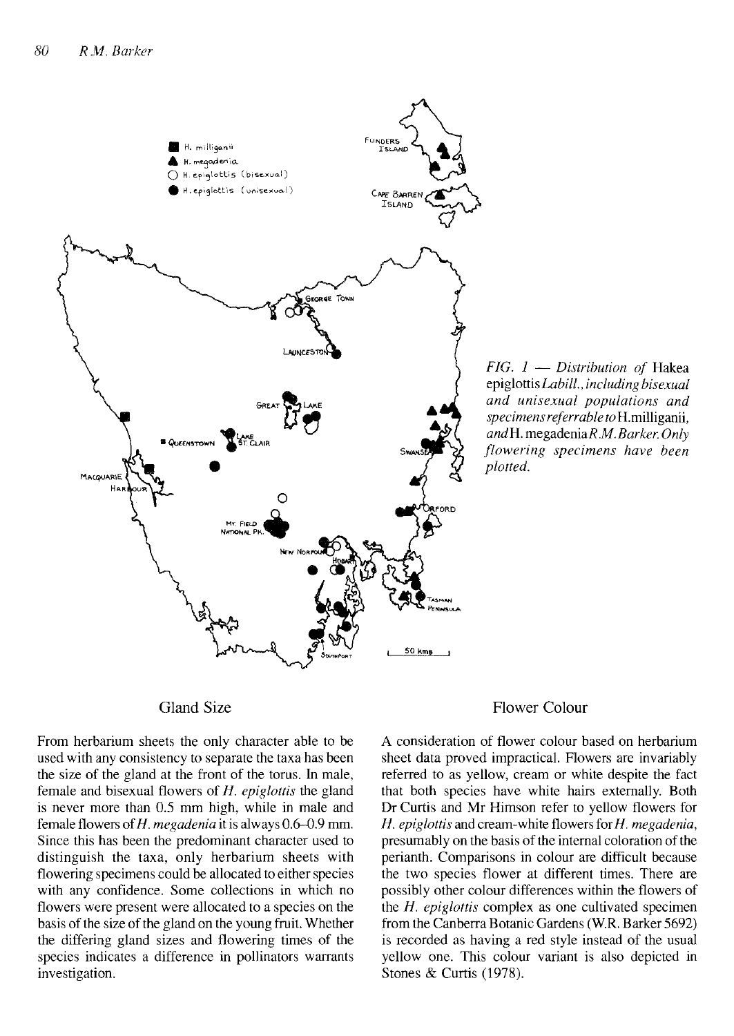*FIG. 1 — Distribution of* Hakea epiglottis *Labill., including bisexual and unisexual populations and specimens referrable to* H. milliganii, *and* H. megadenia *R.M. Barker. Only flowering specimens have been plotted.*

## Gland Size

From herbarium sheets the only character able to be used with any consistency to separate the taxa has been the size of the gland at the front of the torus. In male, female and bisexual flowers of *H. epiglottis* the gland is never more than 0.5 mm high, while in male and female flowers of *H. megadenia* it is always 0.6–0.9 mm. Since this has been the predominant character used to distinguish the taxa, only herbarium sheets with flowering specimens could be allocated to either species with any confidence. Some collections in which no flowers were present were allocated to a species on the basis of the size of the gland on the young fruit. Whether the differing gland sizes and flowering times of the species indicates a difference in pollinators warrants investigation.

## Flower Colour

A consideration of flower colour based on herbarium sheet data proved impractical. Flowers are invariably referred to as yellow, cream or white despite the fact that both species have white hairs externally. Both Dr Curtis and Mr Himson refer to yellow flowers for *H. epiglottis* and cream-white flowers for *H. megadenia*, presumably on the basis of the internal coloration of the perianth. Comparisons in colour are difficult because the two species flower at different times. There are possibly other colour differences within the flowers of the *H. epiglottis* complex as one cultivated specimen from the Canberra Botanic Gardens (W.R. Barker 5692) is recorded as having a red style instead of the usual yellow one. This colour variant is also depicted in Stones & Curtis (1978).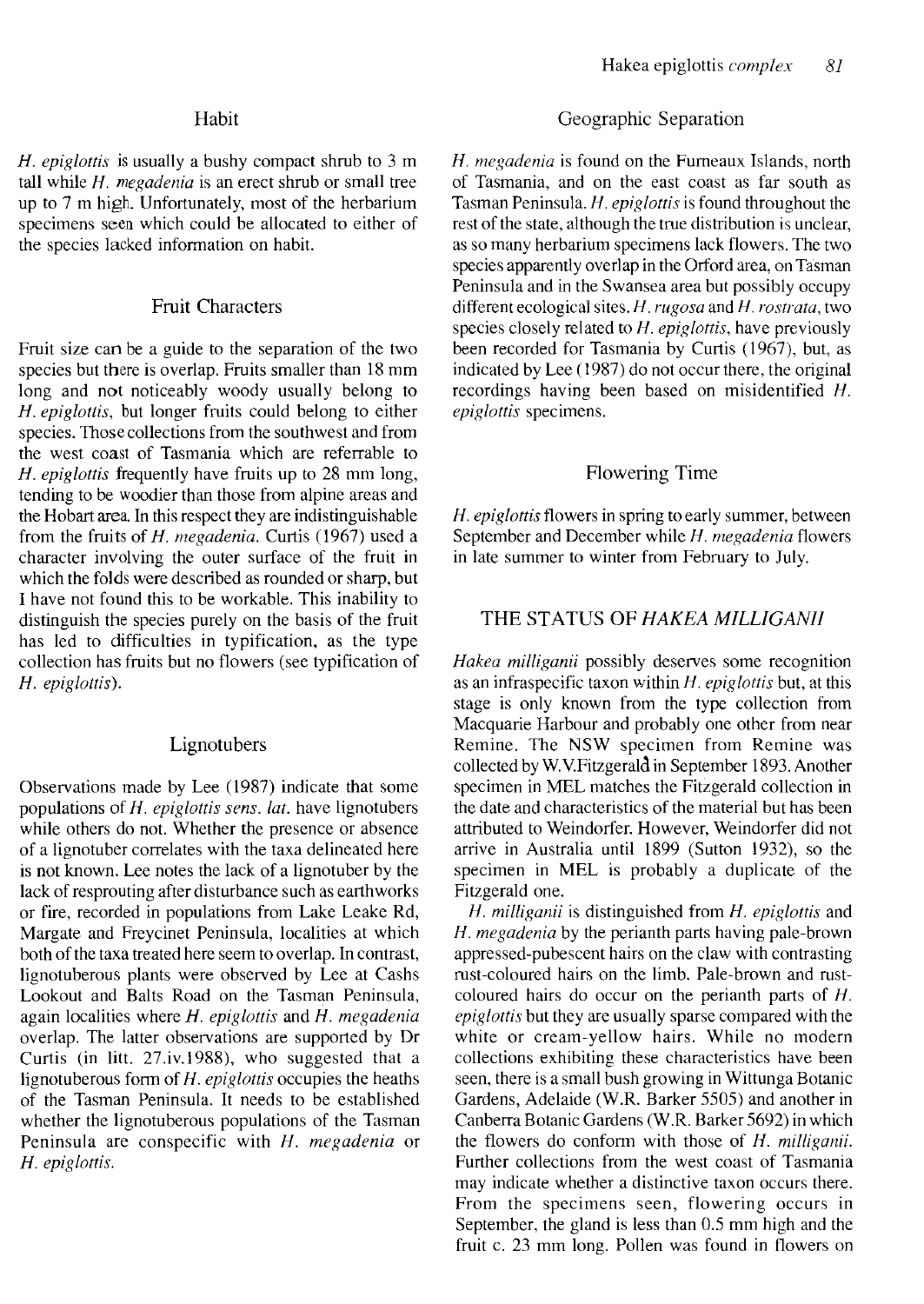### Habit

*H. epiglottis* is usually a bushy compact shrub to 3 m tall while *H. megadenia* is an erect shrub or small tree up to 7 m high. Unfortunately, most of the herbarium specimens seen which could be allocated to either of the species lacked information on habit.

### Fruit Characters

Fruit size can be a guide to the separation of the two species but there is overlap. Fruits smaller than 18 mm long and not noticeably woody usually belong to *H. epiglottis*, but longer fruits could belong to either species. Those collections from the southwest and from the west coast of Tasmania which are referrable to *H. epiglottis* frequently have fruits up to 28 mm long, tending to be woodier than those from alpine areas and the Hobart area. In this respect they are indistinguishable from the fruits of *H. megadenia*. Curtis (1967) used a character involving the outer surface of the fruit in which the folds were described as rounded or sharp, but I have not found this to be workable. This inability to distinguish the species purely on the basis of the fruit has led to difficulties in typification, as the type collection has fruits but no flowers (see typification of *H. epiglottis*).

### Lignotubers

Observations made by Lee (1987) indicate that some populations of *H. epiglottis sens. lat.* have lignotubers while others do not. Whether the presence or absence of a lignotuber correlates with the taxa delineated here is not known. Lee notes the lack of a lignotuber by the lack of resprouting after disturbance such as earthworks or fire, recorded in populations from Lake Leake Rd, Margate and Freycinet Peninsula, localities at which both of the taxa treated here seem to overlap. In contrast, lignotuberous plants were observed by Lee at Cashs Lookout and Balts Road on the Tasman Peninsula, again localities where *H. epiglottis* and *H. megadenia* overlap. The latter observations are supported by Dr Curtis (in litt. 27.iv.1988), who suggested that a lignotuberous form of *H. epiglottis* occupies the heaths of the Tasman Peninsula. It needs to be established whether the lignotuberous populations of the Tasman Peninsula are conspecific with *H. megadenia* or *H. epiglottis*.

### Geographic Separation

*H. megadenia* is found on the Furneaux Islands, north of Tasmania, and on the east coast as far south as Tasman Peninsula. *H. epiglottis* is found throughout the rest of the state, although the true distribution is unclear, as so many herbarium specimens lack flowers. The two species apparently overlap in the Orford area, on Tasman Peninsula and in the Swansea area but possibly occupy different ecological sites. *H. rugosa* and *H. rostrata*, two species closely related to *H. epiglottis*, have previously been recorded for Tasmania by Curtis (1967), but, as indicated by Lee (1987) do not occur there, the original recordings having been based on misidentified *H. epiglottis* specimens.

### Flowering Time

*H. epiglottis* flowers in spring to early summer, between September and December while *H. megadenia* flowers in late summer to winter from February to July.

## THE STATUS OF *HAKEA MILLIGANII*

*Hakea milliganii* possibly deserves some recognition as an infraspecific taxon within *H. epiglottis* but, at this stage is only known from the type collection from Macquarie Harbour and probably one other from near Remine. The NSW specimen from Remine was collected by W.V.Fitzgerald in September 1893. Another specimen in MEL matches the Fitzgerald collection in the date and characteristics of the material but has been attributed to Weindorfer. However, Weindorfer did not arrive in Australia until 1899 (Sutton 1932), so the specimen in MEL is probably a duplicate of the Fitzgerald one.

*H. milliganii* is distinguished from *H. epiglottis* and *H. megadenia* by the perianth parts having pale-brown appressed-pubescent hairs on the claw with contrasting rust-coloured hairs on the limb. Pale-brown and rust-coloured hairs do occur on the perianth parts of *H. epiglottis* but they are usually sparse compared with the white or cream-yellow hairs. While no modern collections exhibiting these characteristics have been seen, there is a small bush growing in Wittunga Botanic Gardens, Adelaide (W.R. Barker 5505) and another in Canberra Botanic Gardens (W.R. Barker 5692) in which the flowers do conform with those of *H. milliganii*. Further collections from the west coast of Tasmania may indicate whether a distinctive taxon occurs there. From the specimens seen, flowering occurs in September, the gland is less than 0.5 mm high and the fruit c. 23 mm long. Pollen was found in flowers on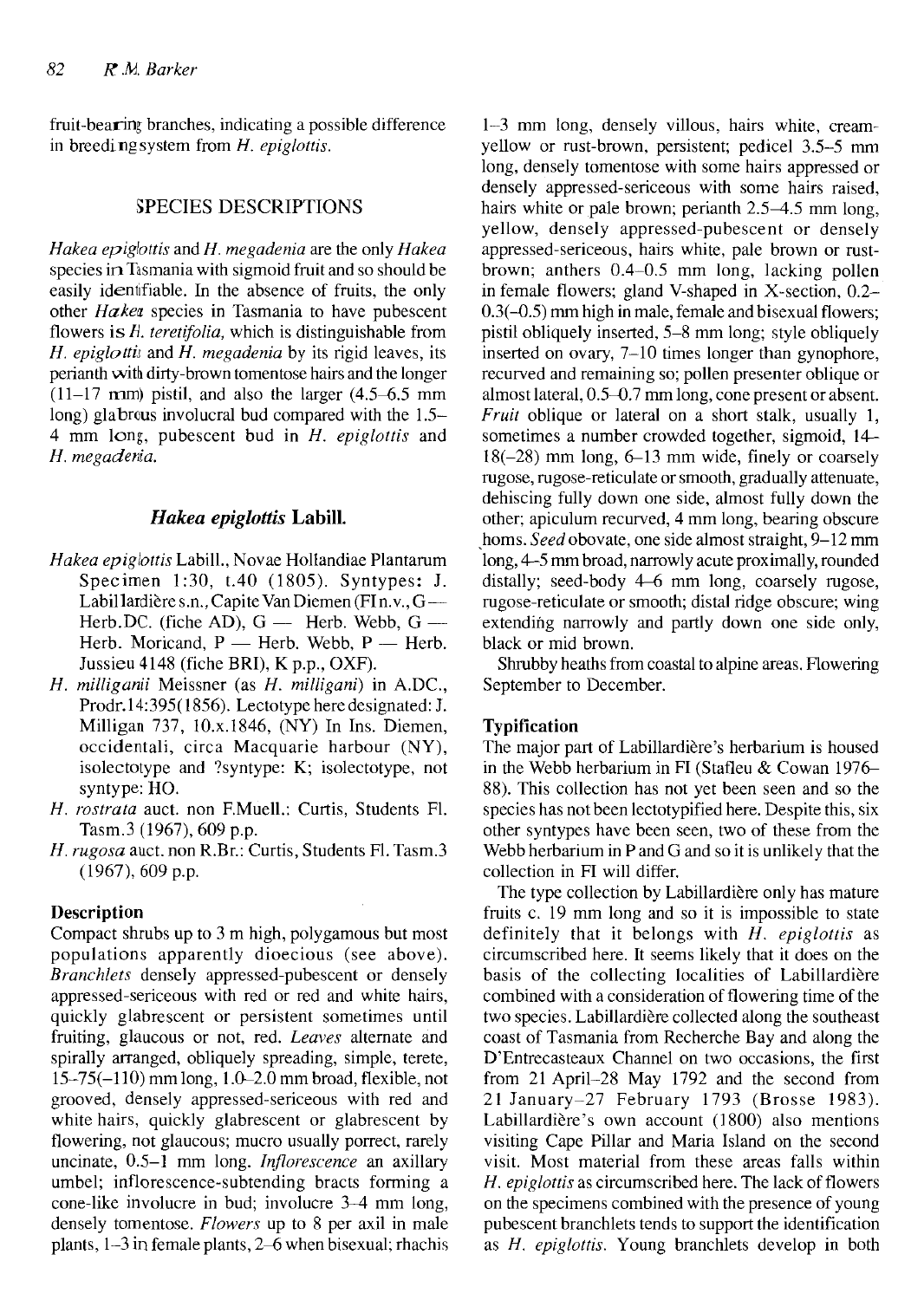fruit-bearing branches, indicating a possible difference in breeding system from *H. epiglottis*.

## SPECIES DESCRIPTIONS

*Hakea epiglottis* and *H. megadenia* are the only *Hakea* species in Tasmania with sigmoid fruit and so should be easily identifiable. In the absence of fruits, the only other *Hakea* species in Tasmania to have pubescent flowers is *H. teretifolia,* which is distinguishable from *H. epiglottis* and *H. megadenia* by its rigid leaves, its perianth with dirty-brown tomentose hairs and the longer (11–17 mm) pistil, and also the larger (4.5–6.5 mm long) glabrous involucral bud compared with the 1.5–4 mm long, pubescent bud in *H. epiglottis* and *H. megadenia.*

### *Hakea epiglottis* Labill.

*Hakea epiglottis* Labill., Novae Hollandiae Plantarum Specimen 1:30, t.40 (1805). Syntypes: J. Labillardière s.n., Capite Van Diemen (FI n.v., G — Herb.DC. (fiche AD), G — Herb. Webb, G — Herb. Moricand, P — Herb. Webb, P — Herb. Jussieu 4148 (fiche BRI), K p.p., OXF).

*H. milliganii* Meissner (as *H. milligani*) in A.DC., Prodr.14:395(1856). Lectotype here designated: J. Milligan 737, 10.x.1846, (NY) In Ins. Diemen, occidentali, circa Macquarie harbour (NY), isolectotype and ?syntype: K; isolectotype, not syntype: HO.

*H. rostrata* auct. non F.Muell.: Curtis, Students Fl. Tasm.3 (1967), 609 p.p.

*H. rugosa* auct. non R.Br.: Curtis, Students Fl. Tasm.3 (1967), 609 p.p.

#### Description

Compact shrubs up to 3 m high, polygamous but most populations apparently dioecious (see above). *Branchlets* densely appressed-pubescent or densely appressed-sericeous with red or red and white hairs, quickly glabrescent or persistent sometimes until fruiting, glaucous or not, red. *Leaves* alternate and spirally arranged, obliquely spreading, simple, terete, 15–75(–110) mm long, 1.0–2.0 mm broad, flexible, not grooved, densely appressed-sericeous with red and white hairs, quickly glabrescent or glabrescent by flowering, not glaucous; mucro usually porrect, rarely uncinate, 0.5–1 mm long. *Inflorescence* an axillary umbel; inflorescence-subtending bracts forming a cone-like involucre in bud; involucre 3–4 mm long, densely tomentose. *Flowers* up to 8 per axil in male plants, 1–3 in female plants, 2–6 when bisexual; rhachis 1–3 mm long, densely villous, hairs white, cream-yellow or rust-brown, persistent; pedicel 3.5–5 mm long, densely tomentose with some hairs appressed or densely appressed-sericeous with some hairs raised, hairs white or pale brown; perianth 2.5–4.5 mm long, yellow, densely appressed-pubescent or densely appressed-sericeous, hairs white, pale brown or rust-brown; anthers 0.4–0.5 mm long, lacking pollen in female flowers; gland V-shaped in X-section, 0.2–0.3(–0.5) mm high in male, female and bisexual flowers; pistil obliquely inserted, 5–8 mm long; style obliquely inserted on ovary, 7–10 times longer than gynophore, recurved and remaining so; pollen presenter oblique or almost lateral, 0.5–0.7 mm long, cone present or absent. *Fruit* oblique or lateral on a short stalk, usually 1, sometimes a number crowded together, sigmoid, 14–18(–28) mm long, 6–13 mm wide, finely or coarsely rugose, rugose-reticulate or smooth, gradually attenuate, dehiscing fully down one side, almost fully down the other; apiculum recurved, 4 mm long, bearing obscure horns. *Seed* obovate, one side almost straight, 9–12 mm long, 4–5 mm broad, narrowly acute proximally, rounded distally; seed-body 4–6 mm long, coarsely rugose, rugose-reticulate or smooth; distal ridge obscure; wing extending narrowly and partly down one side only, black or mid brown.

Shrubby heaths from coastal to alpine areas. Flowering September to December.

#### Typification

The major part of Labillardière's herbarium is housed in the Webb herbarium in FI (Stafleu & Cowan 1976–88). This collection has not yet been seen and so the species has not been lectotypified here. Despite this, six other syntypes have been seen, two of these from the Webb herbarium in P and G and so it is unlikely that the collection in FI will differ.

The type collection by Labillardière only has mature fruits c. 19 mm long and so it is impossible to state definitely that it belongs with *H. epiglottis* as circumscribed here. It seems likely that it does on the basis of the collecting localities of Labillardière combined with a consideration of flowering time of the two species. Labillardière collected along the southeast coast of Tasmania from Recherche Bay and along the D'Entrecasteaux Channel on two occasions, the first from 21 April–28 May 1792 and the second from 21 January–27 February 1793 (Brosse 1983). Labillardière's own account (1800) also mentions visiting Cape Pillar and Maria Island on the second visit. Most material from these areas falls within *H. epiglottis* as circumscribed here. The lack of flowers on the specimens combined with the presence of young pubescent branchlets tends to support the identification as *H. epiglottis*. Young branchlets develop in both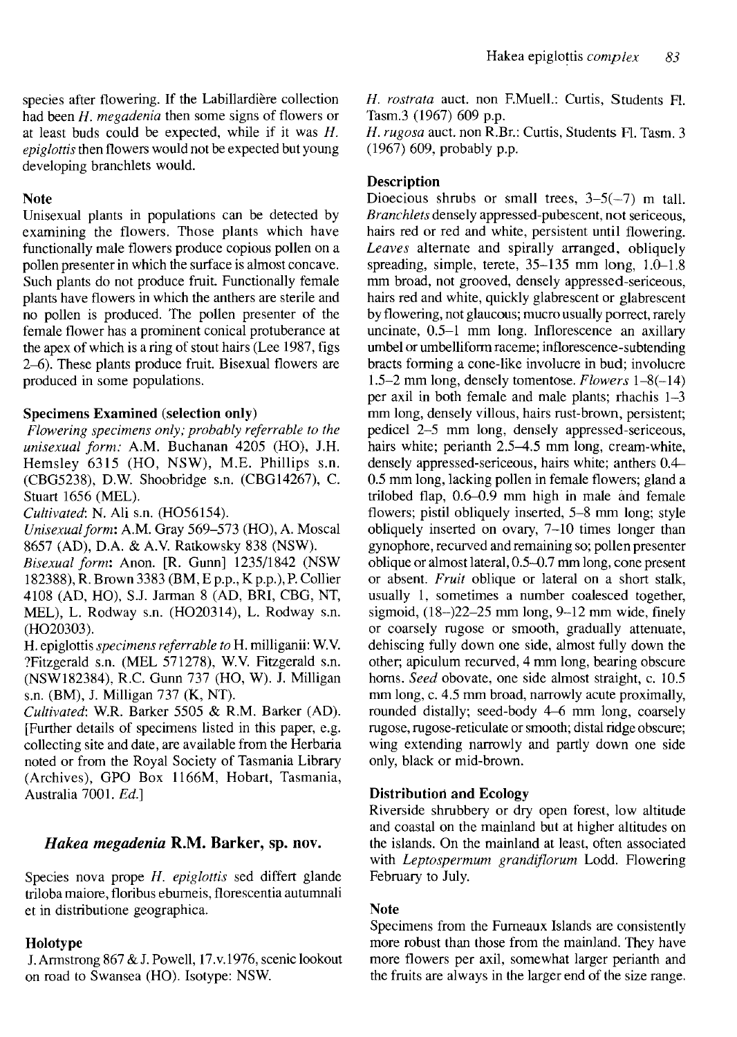species after flowering. If the Labillardière collection had been *H. megadenia* then some signs of flowers or at least buds could be expected, while if it was *H. epiglottis* then flowers would not be expected but young developing branchlets would.

### Note

Unisexual plants in populations can be detected by examining the flowers. Those plants which have functionally male flowers produce copious pollen on a pollen presenter in which the surface is almost concave. Such plants do not produce fruit. Functionally female plants have flowers in which the anthers are sterile and no pollen is produced. The pollen presenter of the female flower has a prominent conical protuberance at the apex of which is a ring of stout hairs (Lee 1987, figs 2–6). These plants produce fruit. Bisexual flowers are produced in some populations.

### Specimens Examined (selection only)

*Flowering specimens only; probably referrable to the unisexual form:* A.M. Buchanan 4205 (HO), J.H. Hemsley 6315 (HO, NSW), M.E. Phillips s.n. (CBG5238), D.W. Shoobridge s.n. (CBG14267), C. Stuart 1656 (MEL).

*Cultivated*: N. Ali s.n. (HO56154).

*Unisexual form*: A.M. Gray 569–573 (HO), A. Moscal 8657 (AD), D.A. & A.V. Ratkowsky 838 (NSW).

*Bisexual form*: Anon. [R. Gunn] 1235/1842 (NSW 182388), R. Brown 3383 (BM, E p.p., K p.p.), P. Collier 4108 (AD, HO), S.J. Jarman 8 (AD, BRI, CBG, NT, MEL), L. Rodway s.n. (HO20314), L. Rodway s.n. (HO20303).

H. epiglottis *specimens referrable to* H. milliganii: W.V. ?Fitzgerald s.n. (MEL 571278), W.V. Fitzgerald s.n. (NSW182384), R.C. Gunn 737 (HO, W). J. Milligan s.n. (BM), J. Milligan 737 (K, NT).

*Cultivated*: W.R. Barker 5505 & R.M. Barker (AD).

[Further details of specimens listed in this paper, e.g. collecting site and date, are available from the Herbaria noted or from the Royal Society of Tasmania Library (Archives), GPO Box 1166M, Hobart, Tasmania, Australia 7001. *Ed.*]

## *Hakea megadenia* R.M. Barker, sp. nov.

Species nova prope *H. epiglottis* sed differt glande triloba maiore, floribus eburneis, florescentia autumnali et in distributione geographica.

### Holotype

J. Armstrong 867 & J. Powell, 17.v.1976, scenic lookout on road to Swansea (HO). Isotype: NSW.

*H. rostrata* auct. non F.Muell.: Curtis, Students Fl. Tasm.3 (1967) 609 p.p.

*H. rugosa* auct. non R.Br.: Curtis, Students Fl. Tasm. 3 (1967) 609, probably p.p.

### Description

Dioecious shrubs or small trees, 3–5(–7) m tall. *Branchlets* densely appressed-pubescent, not sericeous, hairs red or red and white, persistent until flowering. *Leaves* alternate and spirally arranged, obliquely spreading, simple, terete, 35–135 mm long, 1.0–1.8 mm broad, not grooved, densely appressed-sericeous, hairs red and white, quickly glabrescent or glabrescent by flowering, not glaucous; mucro usually porrect, rarely uncinate, 0.5–1 mm long. Inflorescence an axillary umbel or umbelliform raceme; inflorescence-subtending bracts forming a cone-like involucre in bud; involucre 1.5–2 mm long, densely tomentose. *Flowers* 1–8(–14) per axil in both female and male plants; rhachis 1–3 mm long, densely villous, hairs rust-brown, persistent; pedicel 2–5 mm long, densely appressed-sericeous, hairs white; perianth 2.5–4.5 mm long, cream-white, densely appressed-sericeous, hairs white; anthers 0.4–0.5 mm long, lacking pollen in female flowers; gland a trilobed flap, 0.6–0.9 mm high in male and female flowers; pistil obliquely inserted, 5–8 mm long; style obliquely inserted on ovary, 7–10 times longer than gynophore, recurved and remaining so; pollen presenter oblique or almost lateral, 0.5–0.7 mm long, cone present or absent. *Fruit* oblique or lateral on a short stalk, usually 1, sometimes a number coalesced together, sigmoid, (18–)22–25 mm long, 9–12 mm wide, finely or coarsely rugose or smooth, gradually attenuate, dehiscing fully down one side, almost fully down the other; apiculum recurved, 4 mm long, bearing obscure horns. *Seed* obovate, one side almost straight, c. 10.5 mm long, c. 4.5 mm broad, narrowly acute proximally, rounded distally; seed-body 4–6 mm long, coarsely rugose, rugose-reticulate or smooth; distal ridge obscure; wing extending narrowly and partly down one side only, black or mid-brown.

### Distribution and Ecology

Riverside shrubbery or dry open forest, low altitude and coastal on the mainland but at higher altitudes on the islands. On the mainland at least, often associated with *Leptospermum grandiflorum* Lodd. Flowering February to July.

### Note

Specimens from the Furneaux Islands are consistently more robust than those from the mainland. They have more flowers per axil, somewhat larger perianth and the fruits are always in the larger end of the size range.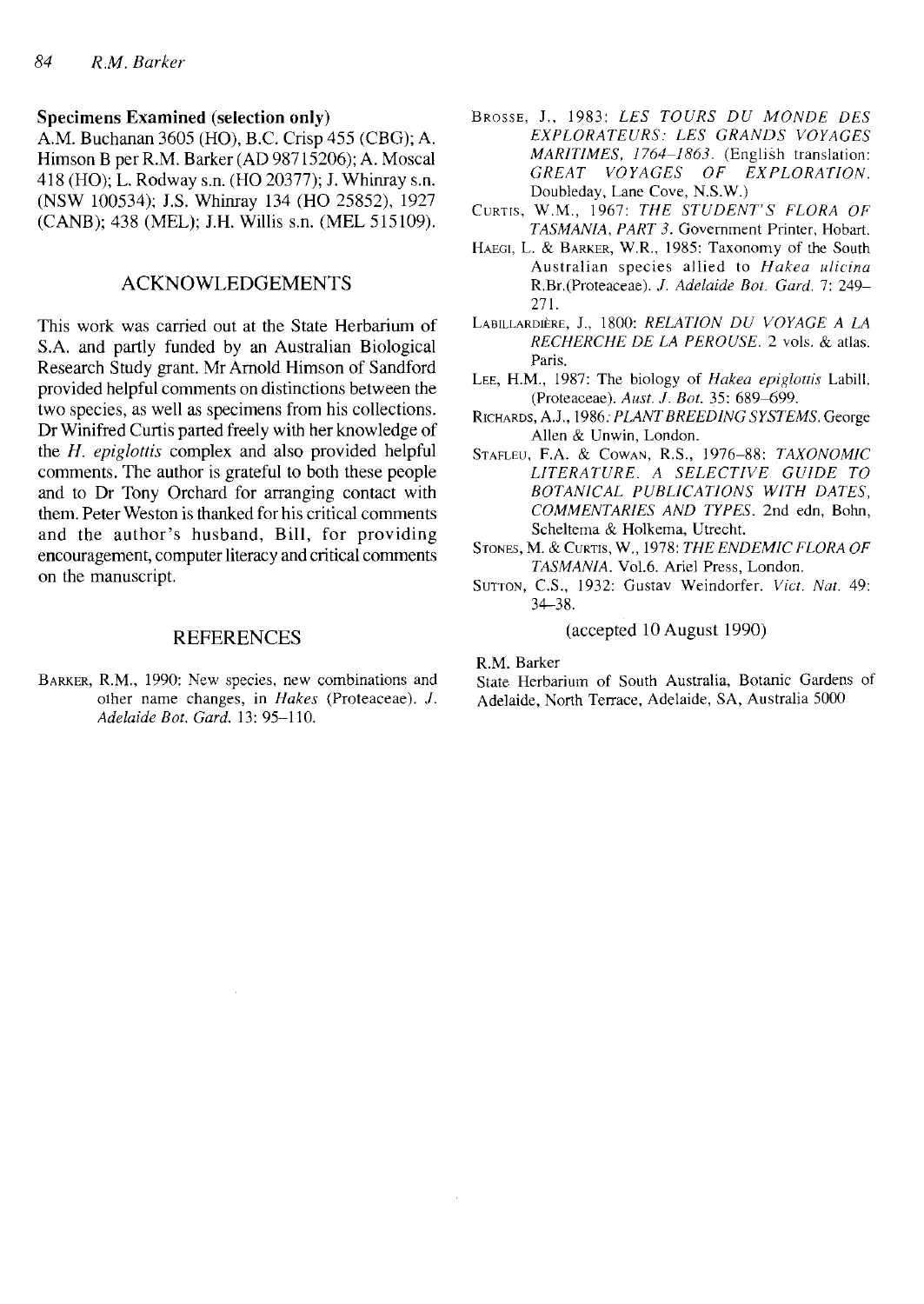**Specimens Examined (selection only)**
A.M. Buchanan 3605 (HO), B.C. Crisp 455 (CBG); A. Himson B per R.M. Barker (AD 98715206); A. Moscal 418 (HO); L. Rodway s.n. (HO 20377); J. Whinray s.n. (NSW 100534); J.S. Whinray 134 (HO 25852), 1927 (CANB); 438 (MEL); J.H. Willis s.n. (MEL 515109).

## ACKNOWLEDGEMENTS

This work was carried out at the State Herbarium of S.A. and partly funded by an Australian Biological Research Study grant. Mr Arnold Himson of Sandford provided helpful comments on distinctions between the two species, as well as specimens from his collections. Dr Winifred Curtis parted freely with her knowledge of the *H. epiglottis* complex and also provided helpful comments. The author is grateful to both these people and to Dr Tony Orchard for arranging contact with them. Peter Weston is thanked for his critical comments and the author's husband, Bill, for providing encouragement, computer literacy and critical comments on the manuscript.

## REFERENCES

BARKER, R.M., 1990: New species, new combinations and other name changes, in *Hakes* (Proteaceae). *J. Adelaide Bot. Gard.* 13: 95–110.

BROSSE, J., 1983: *LES TOURS DU MONDE DES EXPLORATEURS: LES GRANDS VOYAGES MARITIMES, 1764–1863.* (English translation: *GREAT VOYAGES OF EXPLORATION.* Doubleday, Lane Cove, N.S.W.)

CURTIS, W.M., 1967: *THE STUDENT'S FLORA OF TASMANIA, PART 3.* Government Printer, Hobart.

HAEGI, L. & BARKER, W.R., 1985: Taxonomy of the South Australian species allied to *Hakea ulicina* R.Br.(Proteaceae). *J. Adelaide Bot. Gard.* 7: 249–271.

LABILLARDIÈRE, J., 1800: *RELATION DU VOYAGE A LA RECHERCHE DE LA PEROUSE.* 2 vols. & atlas. Paris.

LEE, H.M., 1987: The biology of *Hakea epiglottis* Labill. (Proteaceae). *Aust. J. Bot.* 35: 689–699.

RICHARDS, A.J., 1986: *PLANT BREEDING SYSTEMS.* George Allen & Unwin, London.

STAFLEU, F.A. & COWAN, R.S., 1976–88: *TAXONOMIC LITERATURE. A SELECTIVE GUIDE TO BOTANICAL PUBLICATIONS WITH DATES, COMMENTARIES AND TYPES.* 2nd edn, Bohn, Scheltema & Holkema, Utrecht.

STONES, M. & CURTIS, W., 1978: *THE ENDEMIC FLORA OF TASMANIA.* Vol.6. Ariel Press, London.

SUTTON, C.S., 1932: Gustav Weindorfer. *Vict. Nat.* 49: 34–38.

(accepted 10 August 1990)

R.M. Barker
State Herbarium of South Australia, Botanic Gardens of Adelaide, North Terrace, Adelaide, SA, Australia 5000